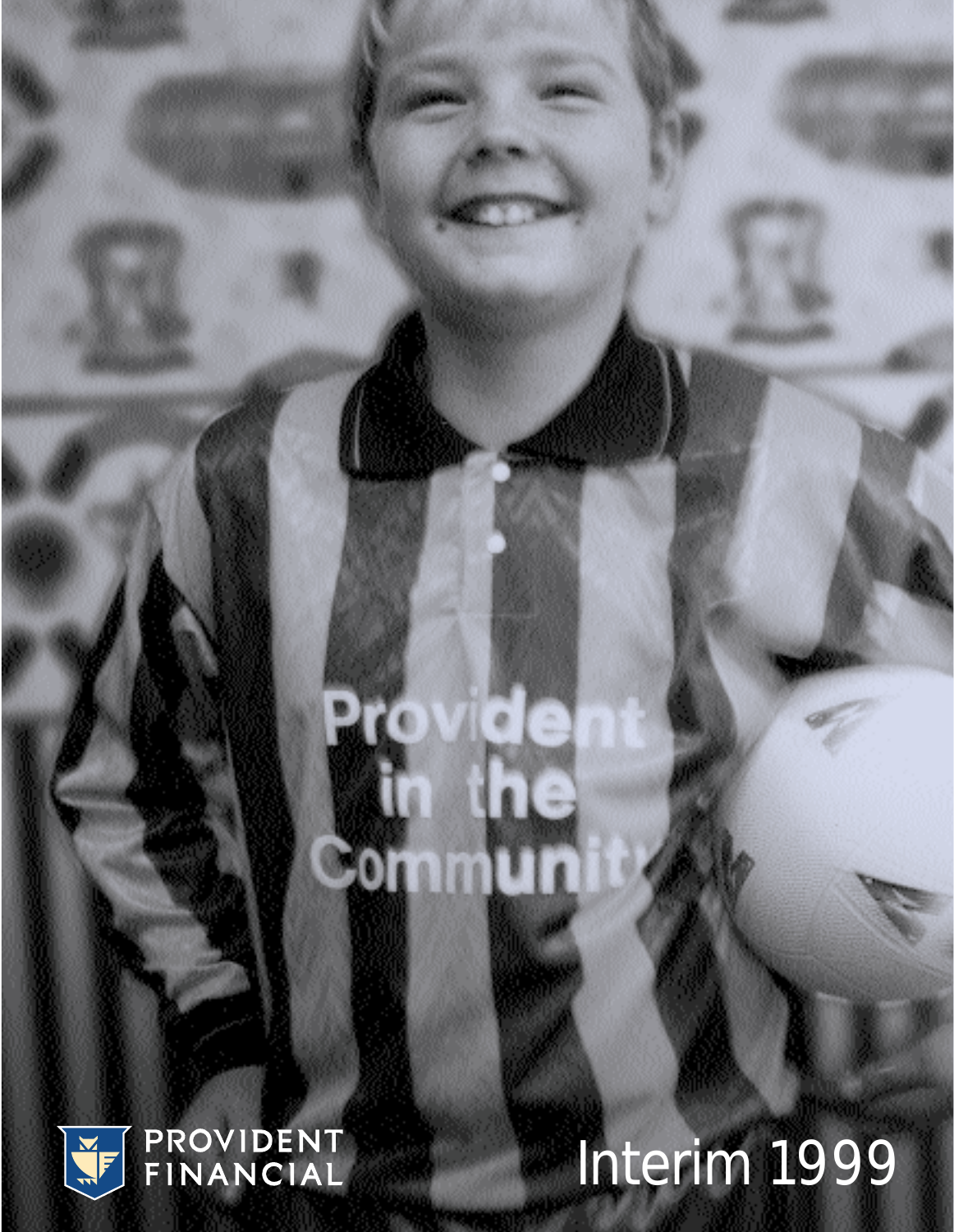PROVIDENT FINANCIAL

# Interim 1999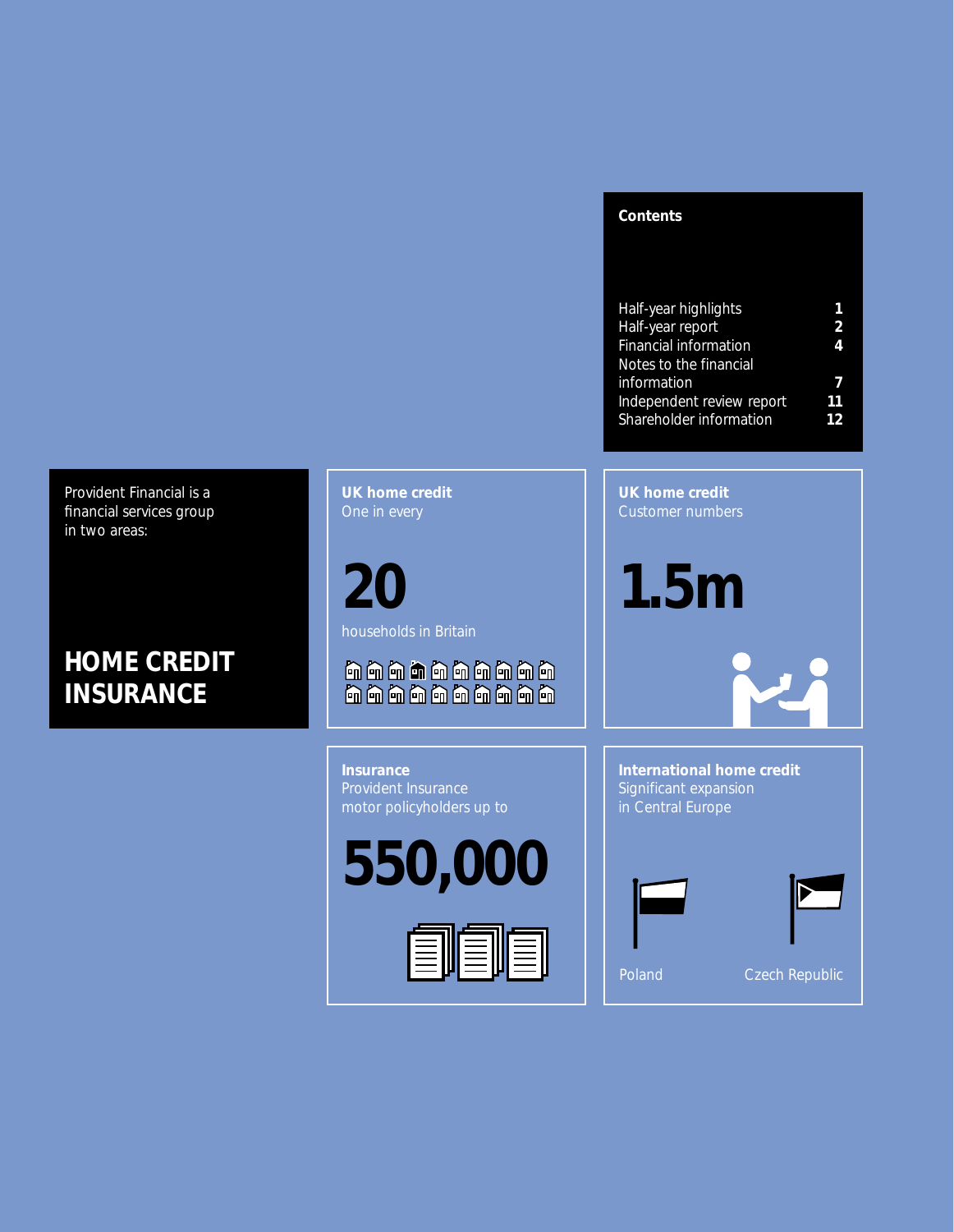## Contents

| | |
|---|---|
| Half-year highlights | 1 |
| Half-year report | 2 |
| Financial information | 4 |
| Notes to the financial information | 7 |
| Independent review report | 11 |
| Shareholder information | 12 |

Provident Financial is a financial services group in two areas:

**HOME CREDIT**
**INSURANCE**

**UK home credit**
One in every

**20**

households in Britain

**UK home credit**
Customer numbers

**1.5m**

**Insurance**
Provident Insurance motor policyholders up to

**550,000**

**International home credit**
Significant expansion in Central Europe

Poland

Czech Republic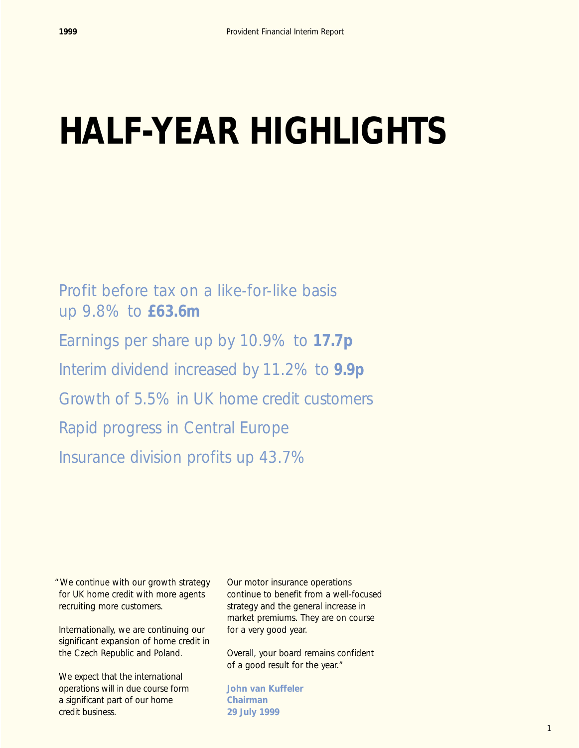# HALF-YEAR HIGHLIGHTS

Profit before tax on a like-for-like basis up 9.8% to **£63.6m**

Earnings per share up by 10.9% to **17.7p**

Interim dividend increased by 11.2% to **9.9p**

Growth of 5.5% in UK home credit customers

Rapid progress in Central Europe

Insurance division profits up 43.7%

"We continue with our growth strategy for UK home credit with more agents recruiting more customers.

Internationally, we are continuing our significant expansion of home credit in the Czech Republic and Poland.

We expect that the international operations will in due course form a significant part of our home credit business.

Our motor insurance operations continue to benefit from a well-focused strategy and the general increase in market premiums. They are on course for a very good year.

Overall, your board remains confident of a good result for the year."

**John van Kuffeler**
**Chairman**
**29 July 1999**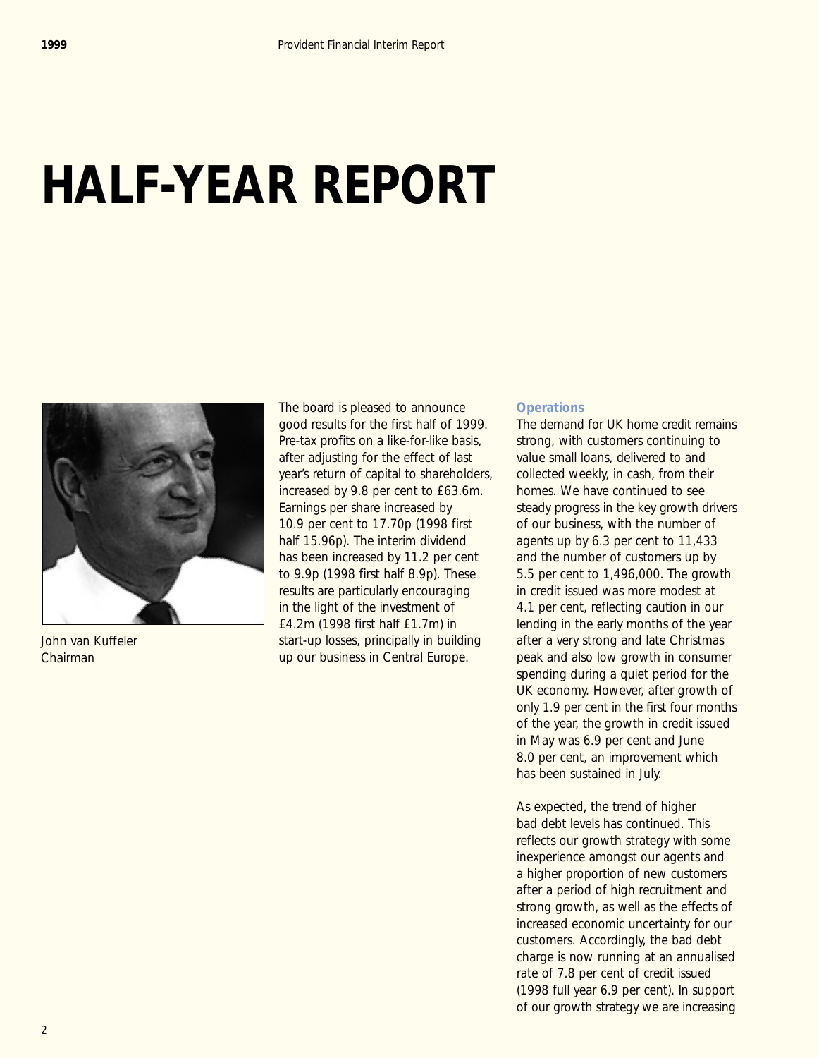# HALF-YEAR REPORT

John van Kuffeler
Chairman

The board is pleased to announce good results for the first half of 1999. Pre-tax profits on a like-for-like basis, after adjusting for the effect of last year's return of capital to shareholders, increased by 9.8 per cent to £63.6m. Earnings per share increased by 10.9 per cent to 17.70p (1998 first half 15.96p). The interim dividend has been increased by 11.2 per cent to 9.9p (1998 first half 8.9p). These results are particularly encouraging in the light of the investment of £4.2m (1998 first half £1.7m) in start-up losses, principally in building up our business in Central Europe.

### Operations

The demand for UK home credit remains strong, with customers continuing to value small loans, delivered to and collected weekly, in cash, from their homes. We have continued to see steady progress in the key growth drivers of our business, with the number of agents up by 6.3 per cent to 11,433 and the number of customers up by 5.5 per cent to 1,496,000. The growth in credit issued was more modest at 4.1 per cent, reflecting caution in our lending in the early months of the year after a very strong and late Christmas peak and also low growth in consumer spending during a quiet period for the UK economy. However, after growth of only 1.9 per cent in the first four months of the year, the growth in credit issued in May was 6.9 per cent and June 8.0 per cent, an improvement which has been sustained in July.

As expected, the trend of higher bad debt levels has continued. This reflects our growth strategy with some inexperience amongst our agents and a higher proportion of new customers after a period of high recruitment and strong growth, as well as the effects of increased economic uncertainty for our customers. Accordingly, the bad debt charge is now running at an annualised rate of 7.8 per cent of credit issued (1998 full year 6.9 per cent). In support of our growth strategy we are increasing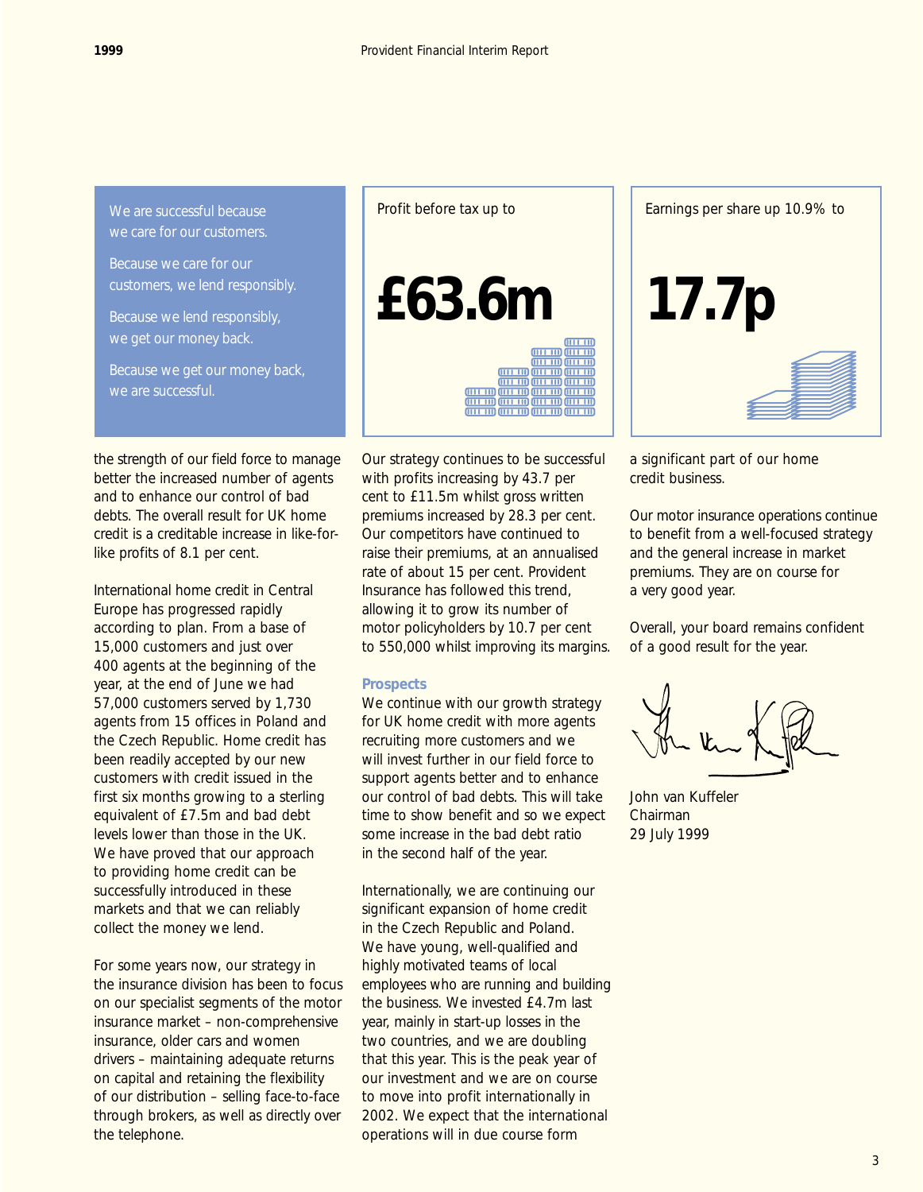We are successful because we care for our customers.

Because we care for our customers, we lend responsibly.

Because we lend responsibly, we get our money back.

Because we get our money back, we are successful.

Profit before tax up to

**£63.6m**

Earnings per share up 10.9% to

**17.7p**

the strength of our field force to manage better the increased number of agents and to enhance our control of bad debts. The overall result for UK home credit is a creditable increase in like-for-like profits of 8.1 per cent.

International home credit in Central Europe has progressed rapidly according to plan. From a base of 15,000 customers and just over 400 agents at the beginning of the year, at the end of June we had 57,000 customers served by 1,730 agents from 15 offices in Poland and the Czech Republic. Home credit has been readily accepted by our new customers with credit issued in the first six months growing to a sterling equivalent of £7.5m and bad debt levels lower than those in the UK. We have proved that our approach to providing home credit can be successfully introduced in these markets and that we can reliably collect the money we lend.

For some years now, our strategy in the insurance division has been to focus on our specialist segments of the motor insurance market – non-comprehensive insurance, older cars and women drivers – maintaining adequate returns on capital and retaining the flexibility of our distribution – selling face-to-face through brokers, as well as directly over the telephone.

Our strategy continues to be successful with profits increasing by 43.7 per cent to £11.5m whilst gross written premiums increased by 28.3 per cent. Our competitors have continued to raise their premiums, at an annualised rate of about 15 per cent. Provident Insurance has followed this trend, allowing it to grow its number of motor policyholders by 10.7 per cent to 550,000 whilst improving its margins.

### Prospects

We continue with our growth strategy for UK home credit with more agents recruiting more customers and we will invest further in our field force to support agents better and to enhance our control of bad debts. This will take time to show benefit and so we expect some increase in the bad debt ratio in the second half of the year.

Internationally, we are continuing our significant expansion of home credit in the Czech Republic and Poland. We have young, well-qualified and highly motivated teams of local employees who are running and building the business. We invested £4.7m last year, mainly in start-up losses in the two countries, and we are doubling that this year. This is the peak year of our investment and we are on course to move into profit internationally in 2002. We expect that the international operations will in due course form a significant part of our home credit business.

Our motor insurance operations continue to benefit from a well-focused strategy and the general increase in market premiums. They are on course for a very good year.

Overall, your board remains confident of a good result for the year.

John van Kuffeler
Chairman
29 July 1999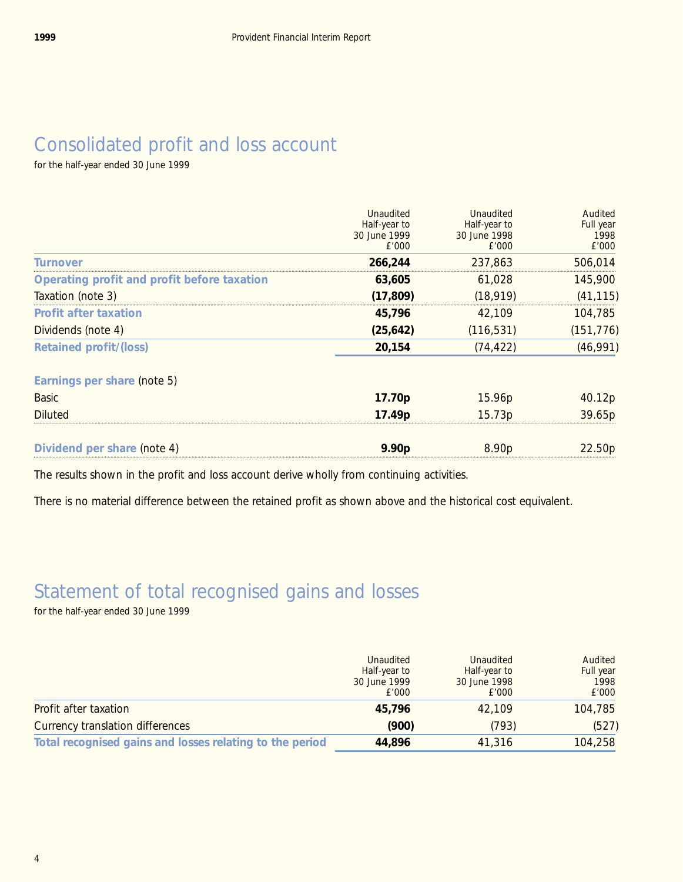# Consolidated profit and loss account

for the half-year ended 30 June 1999

| | Unaudited Half-year to 30 June 1999 £'000 | Unaudited Half-year to 30 June 1998 £'000 | Audited Full year 1998 £'000 |
|---|---|---|---|
| **Turnover** | **266,244** | 237,863 | 506,014 |
| **Operating profit and profit before taxation** | **63,605** | 61,028 | 145,900 |
| Taxation (note 3) | **(17,809)** | (18,919) | (41,115) |
| **Profit after taxation** | **45,796** | 42,109 | 104,785 |
| Dividends (note 4) | **(25,642)** | (116,531) | (151,776) |
| **Retained profit/(loss)** | **20,154** | (74,422) | (46,991) |
| | | | |
| **Earnings per share** (note 5) | | | |
| Basic | **17.70p** | 15.96p | 40.12p |
| Diluted | **17.49p** | 15.73p | 39.65p |
| | | | |
| **Dividend per share** (note 4) | **9.90p** | 8.90p | 22.50p |

The results shown in the profit and loss account derive wholly from continuing activities.

There is no material difference between the retained profit as shown above and the historical cost equivalent.

# Statement of total recognised gains and losses

for the half-year ended 30 June 1999

| | Unaudited Half-year to 30 June 1999 £'000 | Unaudited Half-year to 30 June 1998 £'000 | Audited Full year 1998 £'000 |
|---|---|---|---|
| Profit after taxation | **45,796** | 42,109 | 104,785 |
| Currency translation differences | **(900)** | (793) | (527) |
| **Total recognised gains and losses relating to the period** | **44,896** | 41,316 | 104,258 |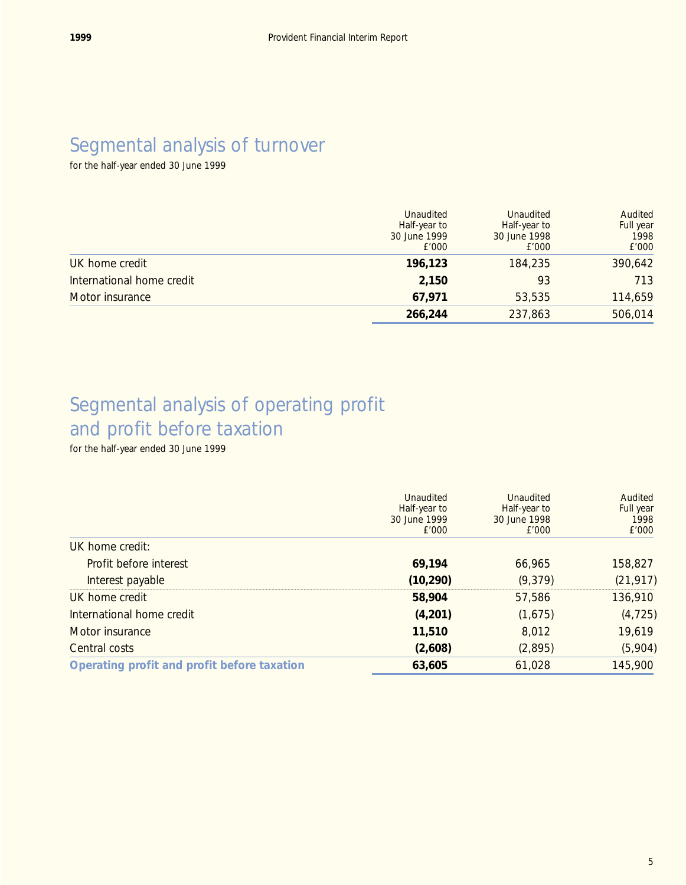## Segmental analysis of turnover

for the half-year ended 30 June 1999

| | Unaudited Half-year to 30 June 1999 £'000 | Unaudited Half-year to 30 June 1998 £'000 | Audited Full year 1998 £'000 |
|---|---|---|---|
| UK home credit | **196,123** | 184,235 | 390,642 |
| International home credit | **2,150** | 93 | 713 |
| Motor insurance | **67,971** | 53,535 | 114,659 |
| | **266,244** | 237,863 | 506,014 |

## Segmental analysis of operating profit and profit before taxation

for the half-year ended 30 June 1999

| | Unaudited Half-year to 30 June 1999 £'000 | Unaudited Half-year to 30 June 1998 £'000 | Audited Full year 1998 £'000 |
|---|---|---|---|
| UK home credit: | | | |
| Profit before interest | **69,194** | 66,965 | 158,827 |
| Interest payable | **(10,290)** | (9,379) | (21,917) |
| UK home credit | **58,904** | 57,586 | 136,910 |
| International home credit | **(4,201)** | (1,675) | (4,725) |
| Motor insurance | **11,510** | 8,012 | 19,619 |
| Central costs | **(2,608)** | (2,895) | (5,904) |
| **Operating profit and profit before taxation** | **63,605** | 61,028 | 145,900 |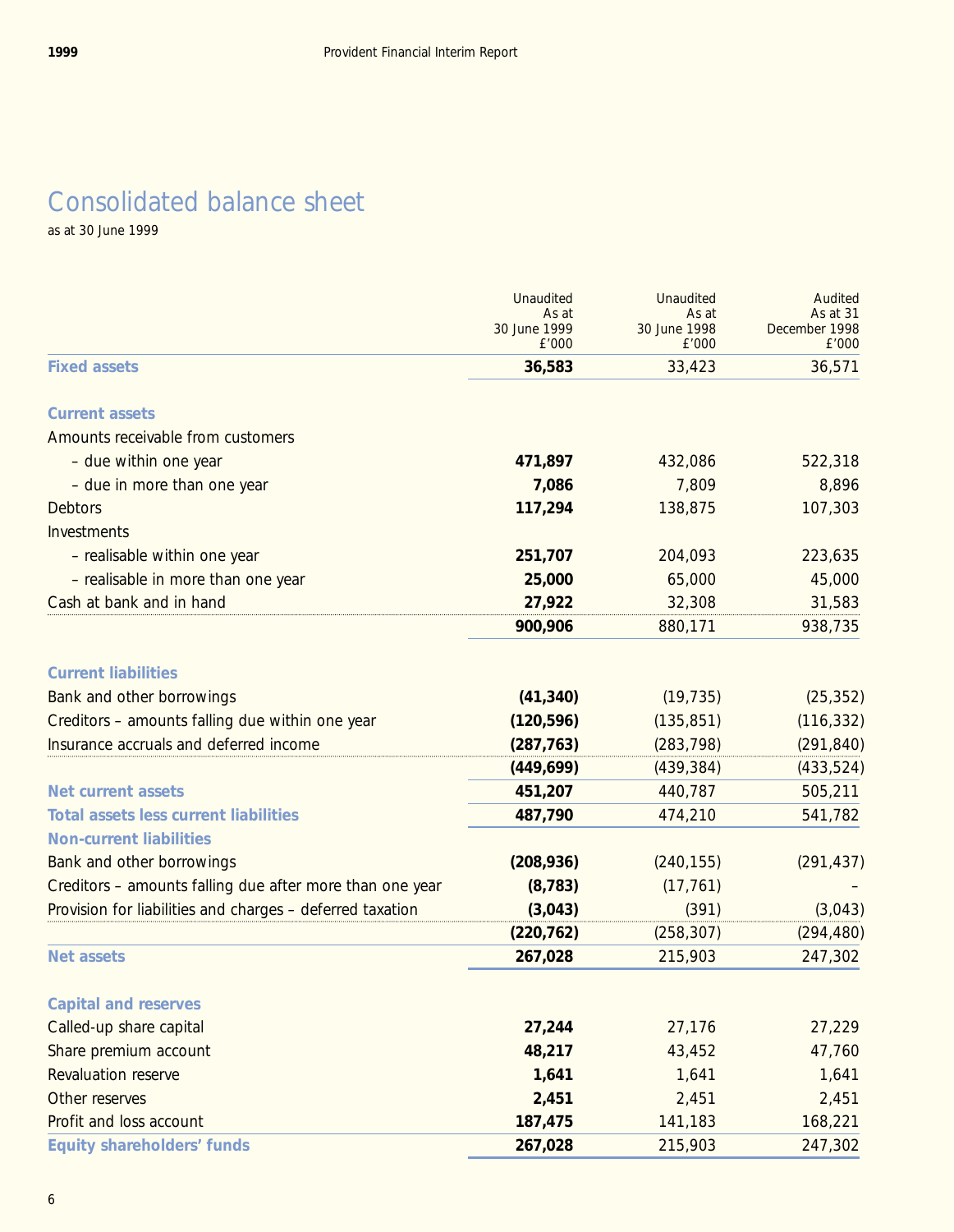# Consolidated balance sheet

as at 30 June 1999

| | Unaudited As at 30 June 1999 £'000 | Unaudited As at 30 June 1998 £'000 | Audited As at 31 December 1998 £'000 |
|---|---|---|---|
| **Fixed assets** | **36,583** | 33,423 | 36,571 |
| **Current assets** | | | |
| Amounts receivable from customers | | | |
| – due within one year | **471,897** | 432,086 | 522,318 |
| – due in more than one year | **7,086** | 7,809 | 8,896 |
| Debtors | **117,294** | 138,875 | 107,303 |
| Investments | | | |
| – realisable within one year | **251,707** | 204,093 | 223,635 |
| – realisable in more than one year | **25,000** | 65,000 | 45,000 |
| Cash at bank and in hand | **27,922** | 32,308 | 31,583 |
| | **900,906** | 880,171 | 938,735 |
| **Current liabilities** | | | |
| Bank and other borrowings | **(41,340)** | (19,735) | (25,352) |
| Creditors – amounts falling due within one year | **(120,596)** | (135,851) | (116,332) |
| Insurance accruals and deferred income | **(287,763)** | (283,798) | (291,840) |
| | **(449,699)** | (439,384) | (433,524) |
| **Net current assets** | **451,207** | 440,787 | 505,211 |
| **Total assets less current liabilities** | **487,790** | 474,210 | 541,782 |
| **Non-current liabilities** | | | |
| Bank and other borrowings | **(208,936)** | (240,155) | (291,437) |
| Creditors – amounts falling due after more than one year | **(8,783)** | (17,761) | – |
| Provision for liabilities and charges – deferred taxation | **(3,043)** | (391) | (3,043) |
| | **(220,762)** | (258,307) | (294,480) |
| **Net assets** | **267,028** | 215,903 | 247,302 |
| **Capital and reserves** | | | |
| Called-up share capital | **27,244** | 27,176 | 27,229 |
| Share premium account | **48,217** | 43,452 | 47,760 |
| Revaluation reserve | **1,641** | 1,641 | 1,641 |
| Other reserves | **2,451** | 2,451 | 2,451 |
| Profit and loss account | **187,475** | 141,183 | 168,221 |
| **Equity shareholders' funds** | **267,028** | 215,903 | 247,302 |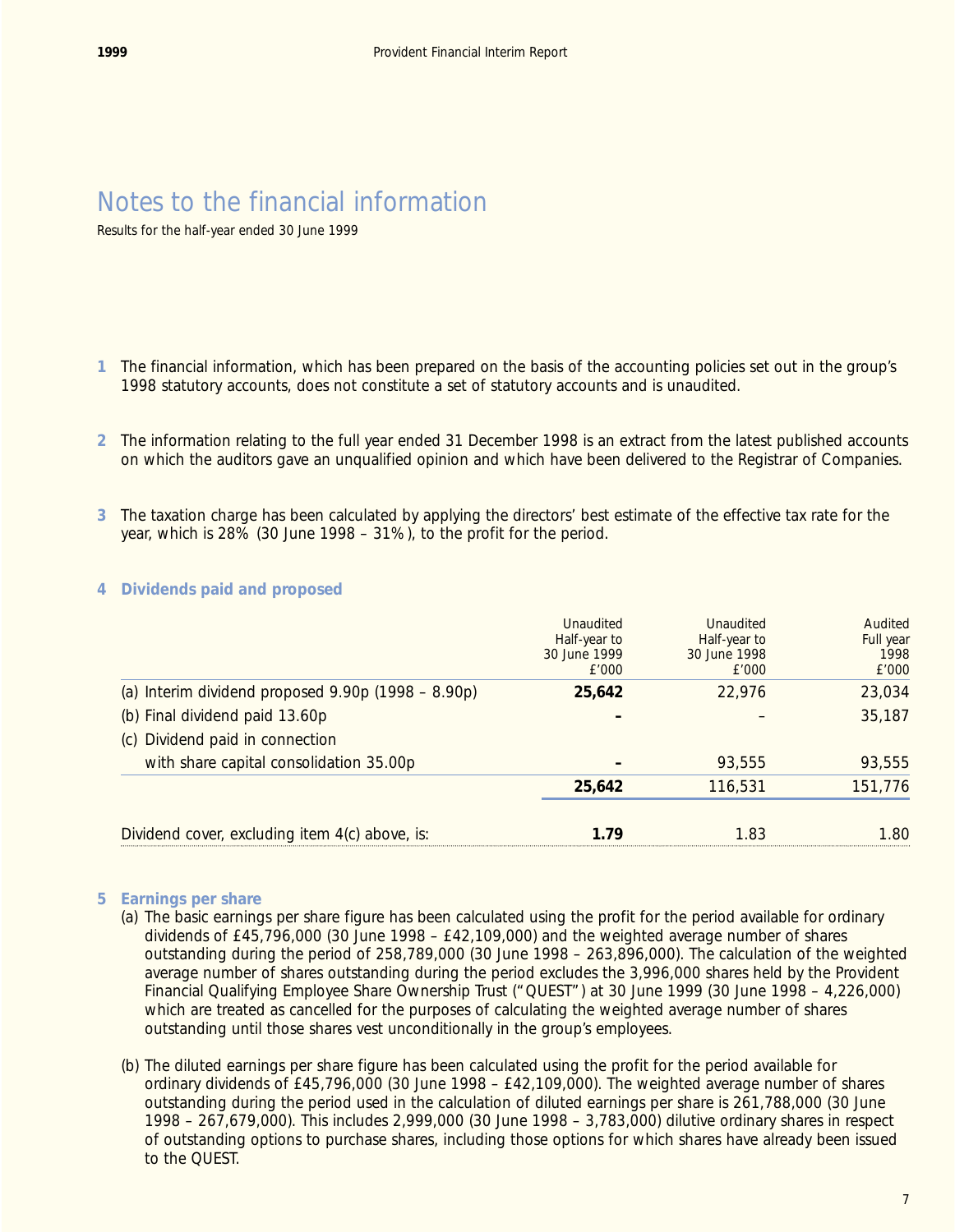# Notes to the financial information

Results for the half-year ended 30 June 1999

**1** The financial information, which has been prepared on the basis of the accounting policies set out in the group's 1998 statutory accounts, does not constitute a set of statutory accounts and is unaudited.

**2** The information relating to the full year ended 31 December 1998 is an extract from the latest published accounts on which the auditors gave an unqualified opinion and which have been delivered to the Registrar of Companies.

**3** The taxation charge has been calculated by applying the directors' best estimate of the effective tax rate for the year, which is 28% (30 June 1998 – 31%), to the profit for the period.

## 4 Dividends paid and proposed

| | Unaudited Half-year to 30 June 1999 £'000 | Unaudited Half-year to 30 June 1998 £'000 | Audited Full year 1998 £'000 |
|---|---|---|---|
| (a) Interim dividend proposed 9.90p (1998 – 8.90p) | **25,642** | 22,976 | 23,034 |
| (b) Final dividend paid 13.60p | **–** | – | 35,187 |
| (c) Dividend paid in connection with share capital consolidation 35.00p | **–** | 93,555 | 93,555 |
| | **25,642** | 116,531 | 151,776 |
| Dividend cover, excluding item 4(c) above, is: | **1.79** | 1.83 | 1.80 |

## 5 Earnings per share

(a) The basic earnings per share figure has been calculated using the profit for the period available for ordinary dividends of £45,796,000 (30 June 1998 – £42,109,000) and the weighted average number of shares outstanding during the period of 258,789,000 (30 June 1998 – 263,896,000). The calculation of the weighted average number of shares outstanding during the period excludes the 3,996,000 shares held by the Provident Financial Qualifying Employee Share Ownership Trust ("QUEST") at 30 June 1999 (30 June 1998 – 4,226,000) which are treated as cancelled for the purposes of calculating the weighted average number of shares outstanding until those shares vest unconditionally in the group's employees.

(b) The diluted earnings per share figure has been calculated using the profit for the period available for ordinary dividends of £45,796,000 (30 June 1998 – £42,109,000). The weighted average number of shares outstanding during the period used in the calculation of diluted earnings per share is 261,788,000 (30 June 1998 – 267,679,000). This includes 2,999,000 (30 June 1998 – 3,783,000) dilutive ordinary shares in respect of outstanding options to purchase shares, including those options for which shares have already been issued to the QUEST.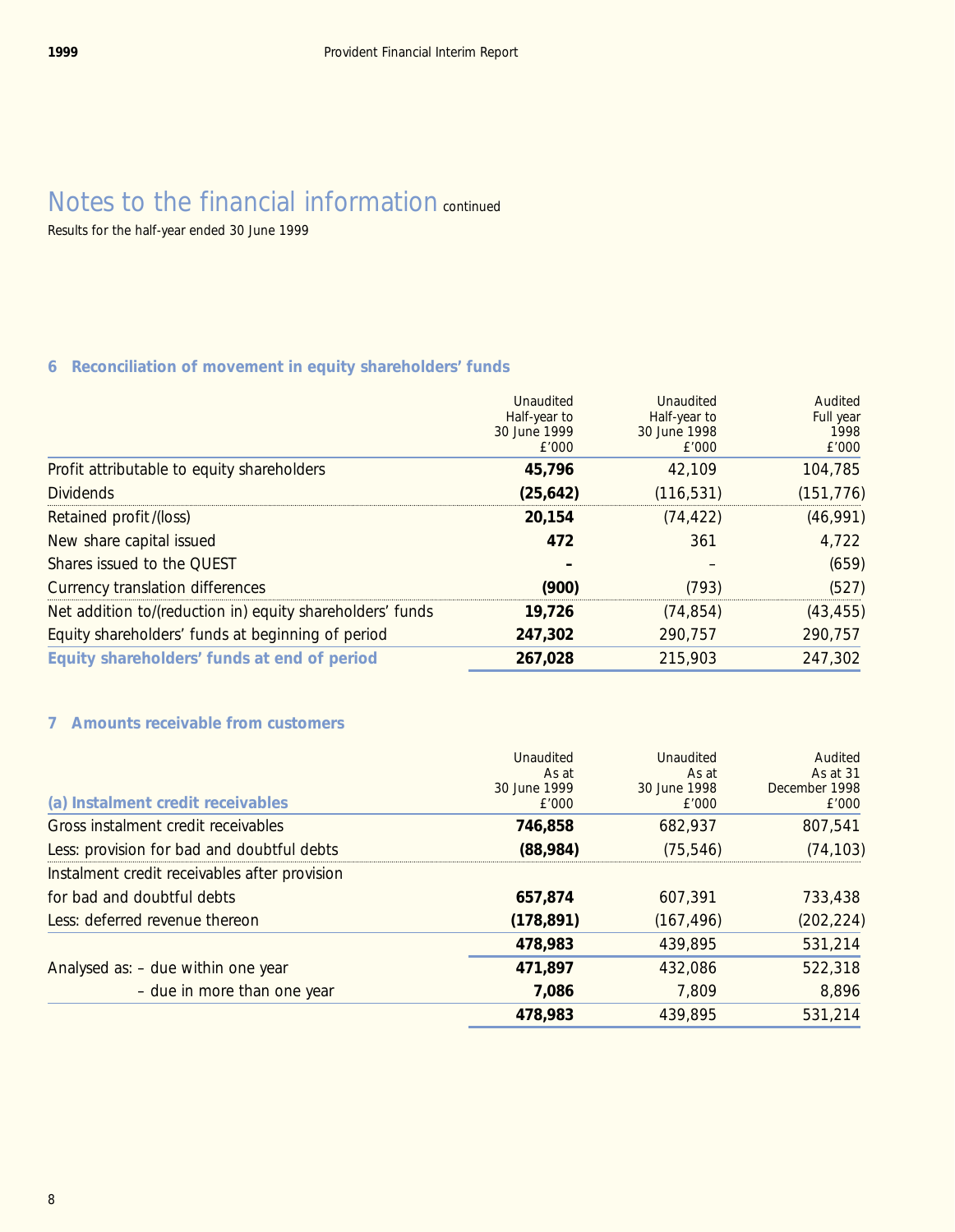# Notes to the financial information continued

Results for the half-year ended 30 June 1999

## 6 Reconciliation of movement in equity shareholders' funds

| | Unaudited Half-year to 30 June 1999 £'000 | Unaudited Half-year to 30 June 1998 £'000 | Audited Full year 1998 £'000 |
|---|---|---|---|
| Profit attributable to equity shareholders | **45,796** | 42,109 | 104,785 |
| Dividends | **(25,642)** | (116,531) | (151,776) |
| Retained profit/(loss) | **20,154** | (74,422) | (46,991) |
| New share capital issued | **472** | 361 | 4,722 |
| Shares issued to the QUEST | **–** | – | (659) |
| Currency translation differences | **(900)** | (793) | (527) |
| Net addition to/(reduction in) equity shareholders' funds | **19,726** | (74,854) | (43,455) |
| Equity shareholders' funds at beginning of period | **247,302** | 290,757 | 290,757 |
| **Equity shareholders' funds at end of period** | **267,028** | 215,903 | 247,302 |

## 7 Amounts receivable from customers

| (a) Instalment credit receivables | Unaudited As at 30 June 1999 £'000 | Unaudited As at 30 June 1998 £'000 | Audited As at 31 December 1998 £'000 |
|---|---|---|---|
| Gross instalment credit receivables | **746,858** | 682,937 | 807,541 |
| Less: provision for bad and doubtful debts | **(88,984)** | (75,546) | (74,103) |
| Instalment credit receivables after provision for bad and doubtful debts | **657,874** | 607,391 | 733,438 |
| Less: deferred revenue thereon | **(178,891)** | (167,496) | (202,224) |
| | **478,983** | 439,895 | 531,214 |
| Analysed as: – due within one year | **471,897** | 432,086 | 522,318 |
| – due in more than one year | **7,086** | 7,809 | 8,896 |
| | **478,983** | 439,895 | 531,214 |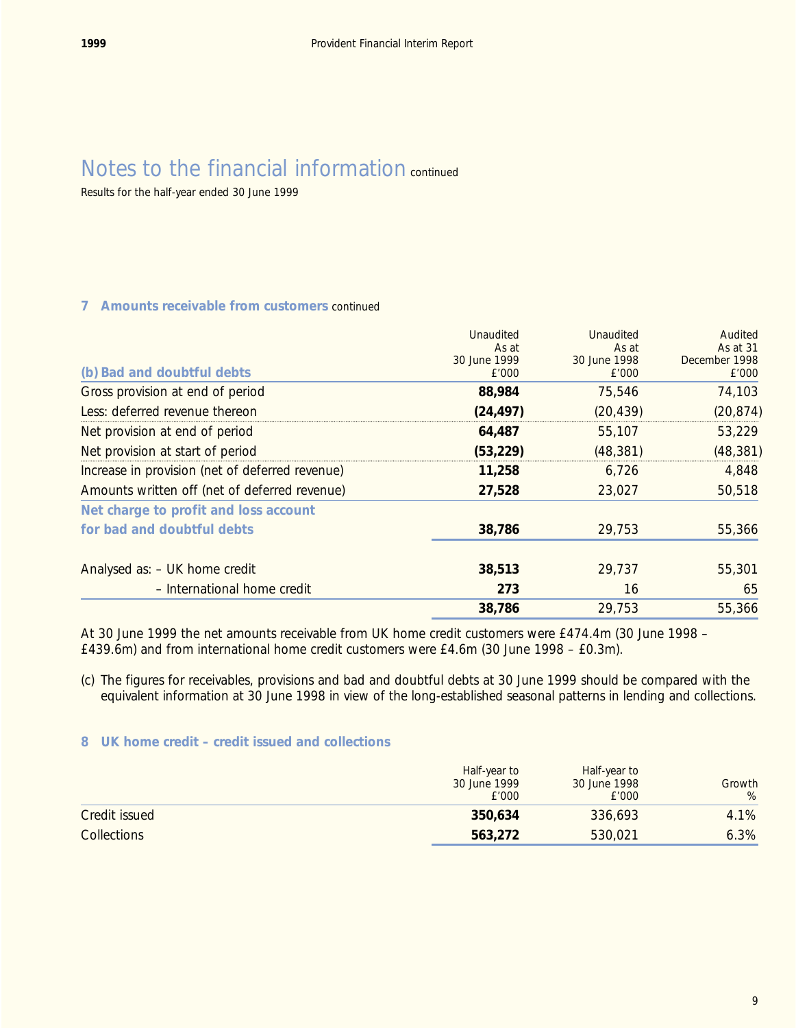# Notes to the financial information continued

Results for the half-year ended 30 June 1999

### 7 Amounts receivable from customers continued

| (b) Bad and doubtful debts | Unaudited As at 30 June 1999 £'000 | Unaudited As at 30 June 1998 £'000 | Audited As at 31 December 1998 £'000 |
|---|---|---|---|
| Gross provision at end of period | **88,984** | 75,546 | 74,103 |
| Less: deferred revenue thereon | **(24,497)** | (20,439) | (20,874) |
| Net provision at end of period | **64,487** | 55,107 | 53,229 |
| Net provision at start of period | **(53,229)** | (48,381) | (48,381) |
| Increase in provision (net of deferred revenue) | **11,258** | 6,726 | 4,848 |
| Amounts written off (net of deferred revenue) | **27,528** | 23,027 | 50,518 |
| **Net charge to profit and loss account for bad and doubtful debts** | **38,786** | 29,753 | 55,366 |
| Analysed as: – UK home credit | **38,513** | 29,737 | 55,301 |
| – International home credit | **273** | 16 | 65 |
| | **38,786** | 29,753 | 55,366 |

At 30 June 1999 the net amounts receivable from UK home credit customers were £474.4m (30 June 1998 – £439.6m) and from international home credit customers were £4.6m (30 June 1998 – £0.3m).

(c) The figures for receivables, provisions and bad and doubtful debts at 30 June 1999 should be compared with the equivalent information at 30 June 1998 in view of the long-established seasonal patterns in lending and collections.

### 8 UK home credit – credit issued and collections

| | Half-year to 30 June 1999 £'000 | Half-year to 30 June 1998 £'000 | Growth % |
|---|---|---|---|
| Credit issued | **350,634** | 336,693 | 4.1% |
| Collections | **563,272** | 530,021 | 6.3% |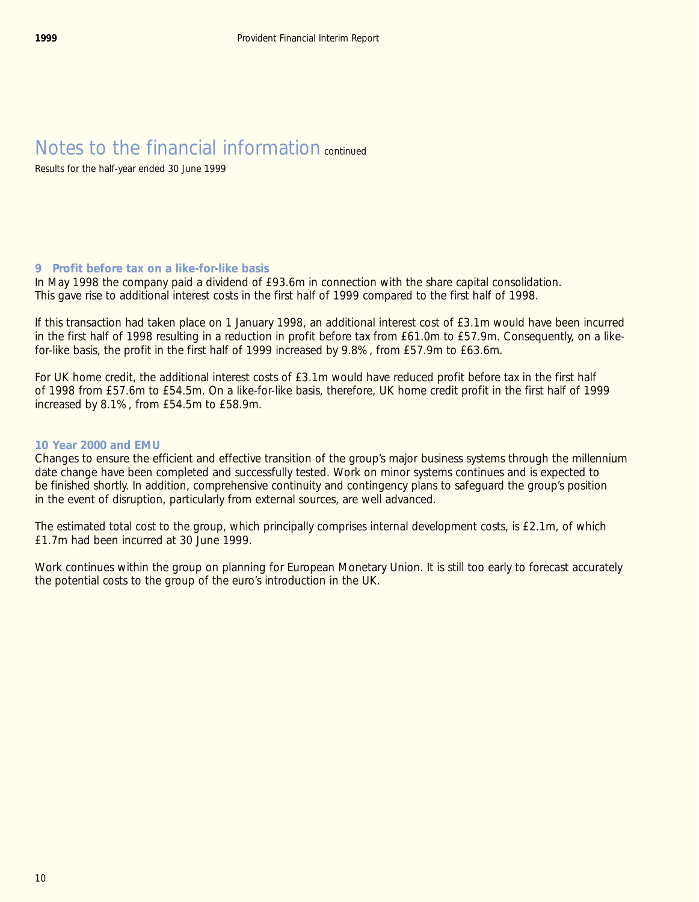# Notes to the financial information continued

Results for the half-year ended 30 June 1999

## 9 Profit before tax on a like-for-like basis

In May 1998 the company paid a dividend of £93.6m in connection with the share capital consolidation. This gave rise to additional interest costs in the first half of 1999 compared to the first half of 1998.

If this transaction had taken place on 1 January 1998, an additional interest cost of £3.1m would have been incurred in the first half of 1998 resulting in a reduction in profit before tax from £61.0m to £57.9m. Consequently, on a like-for-like basis, the profit in the first half of 1999 increased by 9.8%, from £57.9m to £63.6m.

For UK home credit, the additional interest costs of £3.1m would have reduced profit before tax in the first half of 1998 from £57.6m to £54.5m. On a like-for-like basis, therefore, UK home credit profit in the first half of 1999 increased by 8.1%, from £54.5m to £58.9m.

## 10 Year 2000 and EMU

Changes to ensure the efficient and effective transition of the group's major business systems through the millennium date change have been completed and successfully tested. Work on minor systems continues and is expected to be finished shortly. In addition, comprehensive continuity and contingency plans to safeguard the group's position in the event of disruption, particularly from external sources, are well advanced.

The estimated total cost to the group, which principally comprises internal development costs, is £2.1m, of which £1.7m had been incurred at 30 June 1999.

Work continues within the group on planning for European Monetary Union. It is still too early to forecast accurately the potential costs to the group of the euro's introduction in the UK.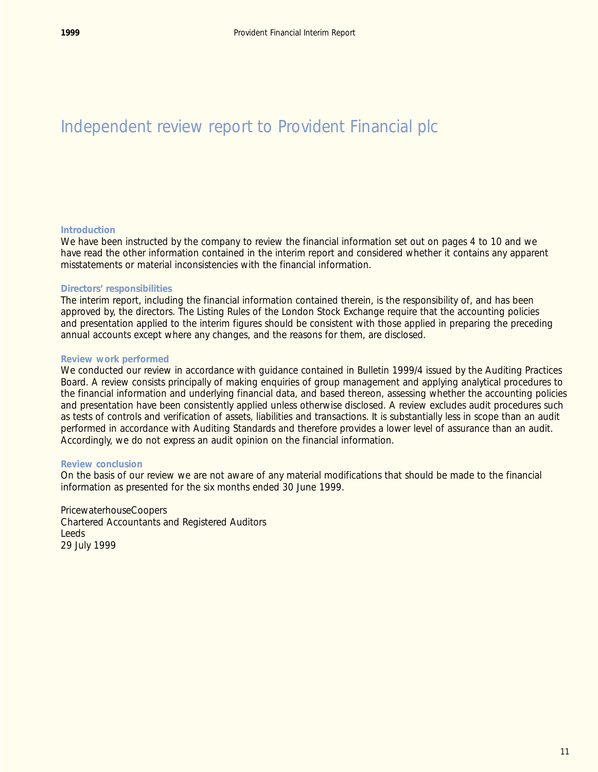# Independent review report to Provident Financial plc

### Introduction

We have been instructed by the company to review the financial information set out on pages 4 to 10 and we have read the other information contained in the interim report and considered whether it contains any apparent misstatements or material inconsistencies with the financial information.

### Directors' responsibilities

The interim report, including the financial information contained therein, is the responsibility of, and has been approved by, the directors. The Listing Rules of the London Stock Exchange require that the accounting policies and presentation applied to the interim figures should be consistent with those applied in preparing the preceding annual accounts except where any changes, and the reasons for them, are disclosed.

### Review work performed

We conducted our review in accordance with guidance contained in Bulletin 1999/4 issued by the Auditing Practices Board. A review consists principally of making enquiries of group management and applying analytical procedures to the financial information and underlying financial data, and based thereon, assessing whether the accounting policies and presentation have been consistently applied unless otherwise disclosed. A review excludes audit procedures such as tests of controls and verification of assets, liabilities and transactions. It is substantially less in scope than an audit performed in accordance with Auditing Standards and therefore provides a lower level of assurance than an audit. Accordingly, we do not express an audit opinion on the financial information.

### Review conclusion

On the basis of our review we are not aware of any material modifications that should be made to the financial information as presented for the six months ended 30 June 1999.

PricewaterhouseCoopers
Chartered Accountants and Registered Auditors
Leeds
29 July 1999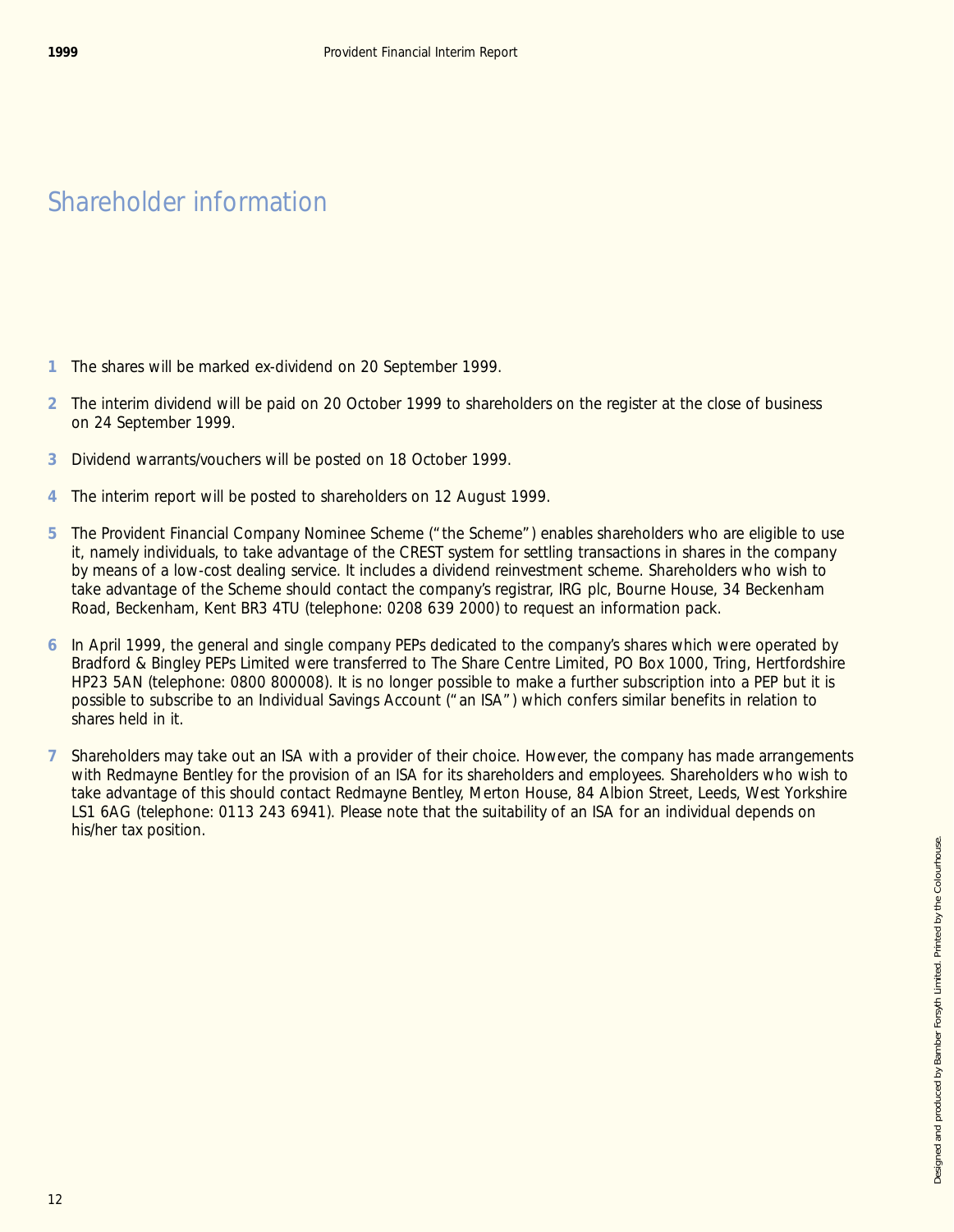# Shareholder information

1. The shares will be marked ex-dividend on 20 September 1999.

2. The interim dividend will be paid on 20 October 1999 to shareholders on the register at the close of business on 24 September 1999.

3. Dividend warrants/vouchers will be posted on 18 October 1999.

4. The interim report will be posted to shareholders on 12 August 1999.

5. The Provident Financial Company Nominee Scheme ("the Scheme") enables shareholders who are eligible to use it, namely individuals, to take advantage of the CREST system for settling transactions in shares in the company by means of a low-cost dealing service. It includes a dividend reinvestment scheme. Shareholders who wish to take advantage of the Scheme should contact the company's registrar, IRG plc, Bourne House, 34 Beckenham Road, Beckenham, Kent BR3 4TU (telephone: 0208 639 2000) to request an information pack.

6. In April 1999, the general and single company PEPs dedicated to the company's shares which were operated by Bradford & Bingley PEPs Limited were transferred to The Share Centre Limited, PO Box 1000, Tring, Hertfordshire HP23 5AN (telephone: 0800 800008). It is no longer possible to make a further subscription into a PEP but it is possible to subscribe to an Individual Savings Account ("an ISA") which confers similar benefits in relation to shares held in it.

7. Shareholders may take out an ISA with a provider of their choice. However, the company has made arrangements with Redmayne Bentley for the provision of an ISA for its shareholders and employees. Shareholders who wish to take advantage of this should contact Redmayne Bentley, Merton House, 84 Albion Street, Leeds, West Yorkshire LS1 6AG (telephone: 0113 243 6941). Please note that the suitability of an ISA for an individual depends on his/her tax position.

Designed and produced by Bamber Forsyth Limited. Printed by the Colourhouse.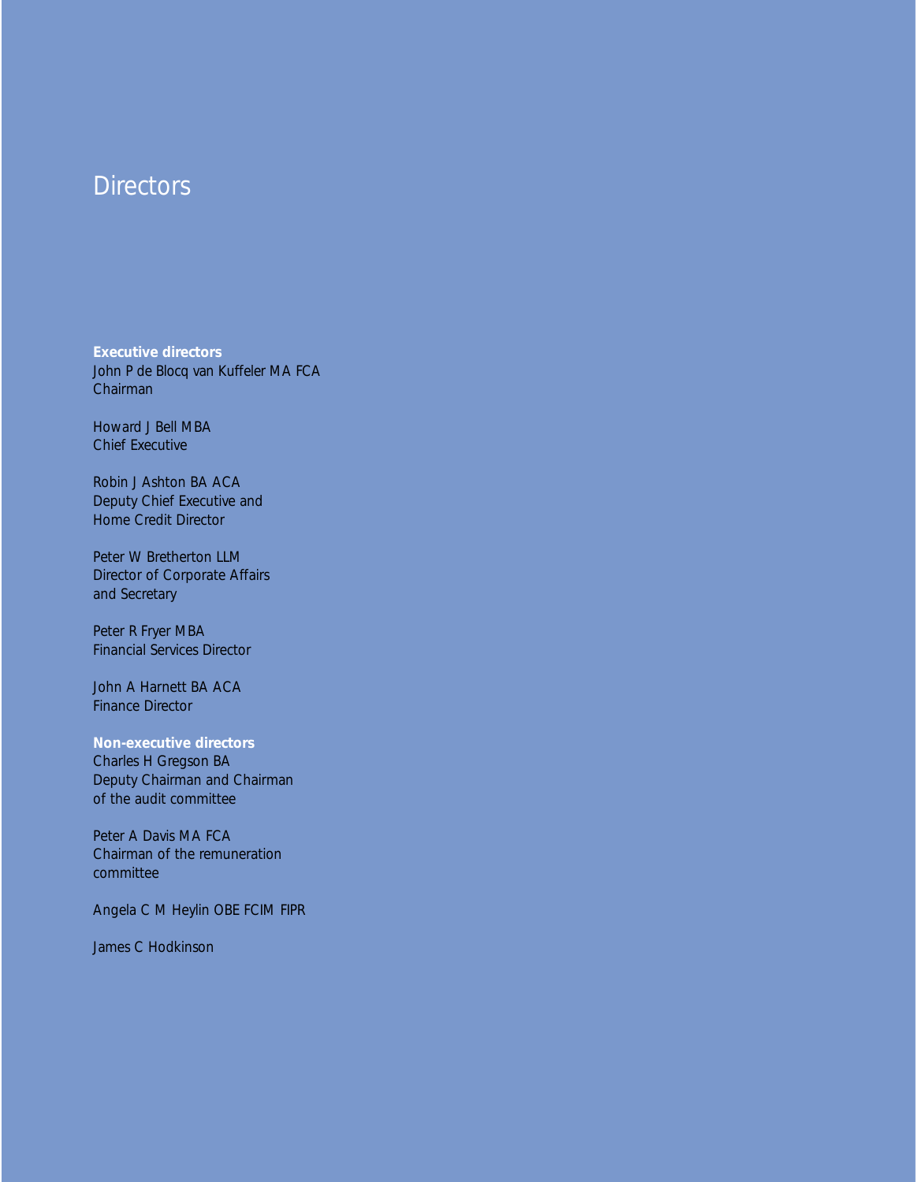# Directors

**Executive directors**

John P de Blocq van Kuffeler MA FCA
Chairman

Howard J Bell MBA
Chief Executive

Robin J Ashton BA ACA
Deputy Chief Executive and
Home Credit Director

Peter W Bretherton LLM
Director of Corporate Affairs
and Secretary

Peter R Fryer MBA
Financial Services Director

John A Harnett BA ACA
Finance Director

**Non-executive directors**

Charles H Gregson BA
Deputy Chairman and Chairman
of the audit committee

Peter A Davis MA FCA
Chairman of the remuneration
committee

Angela C M Heylin OBE FCIM FIPR

James C Hodkinson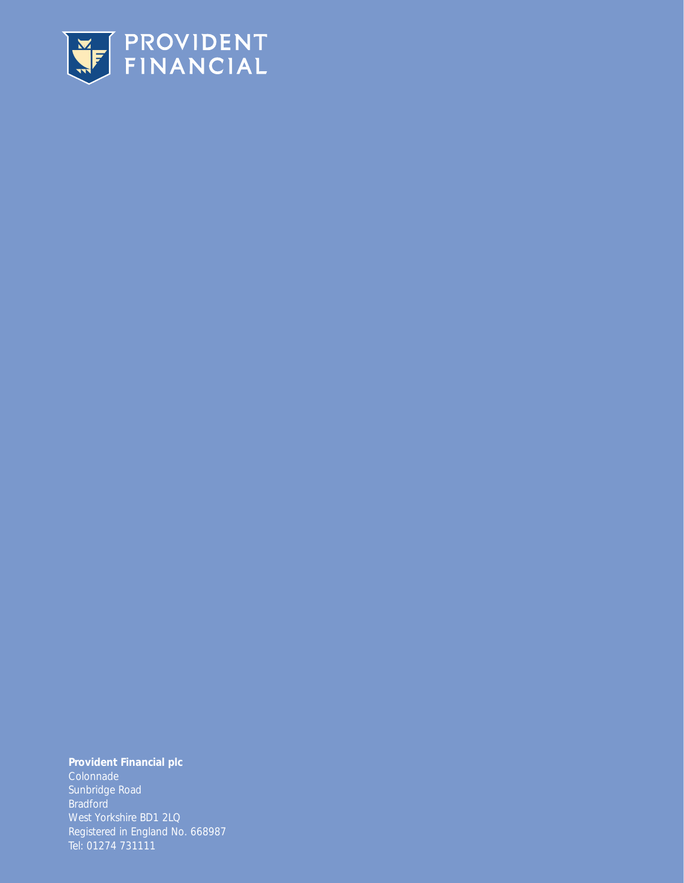PROVIDENT FINANCIAL

**Provident Financial plc**
Colonnade
Sunbridge Road
Bradford
West Yorkshire BD1 2LQ
Registered in England No. 668987
Tel: 01274 731111